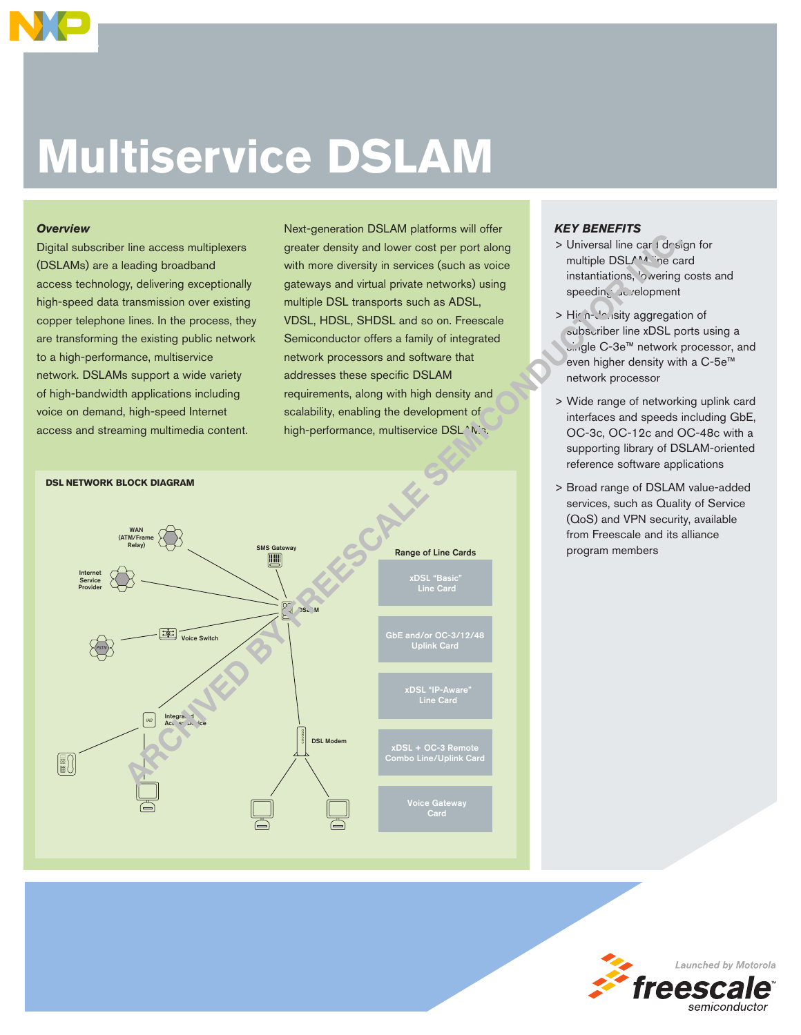# Multiservice DSLAM

### *Overview*

Digital subscriber line access multiplexers (DSLAMs) are a leading broadband access technology, delivering exceptionally high-speed data transmission over existing copper telephone lines. In the process, they are transforming the existing public network to a high-performance, multiservice network. DSLAMs support a wide variety of high-bandwidth applications including voice on demand, high-speed Internet access and streaming multimedia content.

Next-generation DSLAM platforms will offer greater density and lower cost per port along with more diversity in services (such as voice gateways and virtual private networks) using multiple DSL transports such as ADSL, VDSL, HDSL, SHDSL and so on. Freescale Semiconductor offers a family of integrated network processors and software that addresses these specific DSLAM requirements, along with high density and scalability, enabling the development of high-performance, multiservice DSLAMs.

**DSL NETWORK BLOCK DIAGRAM**

WAN (ATM/Frame Relay)

Internet Service Provider

SMS Gateway

DSLAM

PSTN

Voice Switch

IAD

Integrated Access Device

DSL Modem

**Range of Line Cards**

- xDSL "Basic" Line Card
- GbE and/or OC-3/12/48 Uplink Card
- xDSL "IP-Aware" Line Card
- xDSL + OC-3 Remote Combo Line/Uplink Card
- Voice Gateway Card

### *KEY BENEFITS*

> Universal line card design for multiple DSLAM line card instantiations, lowering costs and speeding development

> High-density aggregation of subscriber line xDSL ports using a single C-3e™ network processor, and even higher density with a C-5e™ network processor

> Wide range of networking uplink card interfaces and speeds including GbE, OC-3c, OC-12c and OC-48c with a supporting library of DSLAM-oriented reference software applications

> Broad range of DSLAM value-added services, such as Quality of Service (QoS) and VPN security, available from Freescale and its alliance program members

ARCHIVED BY FREESCALE SEMICONDUCTOR INC.

Launched by Motorola

freescale™ semiconductor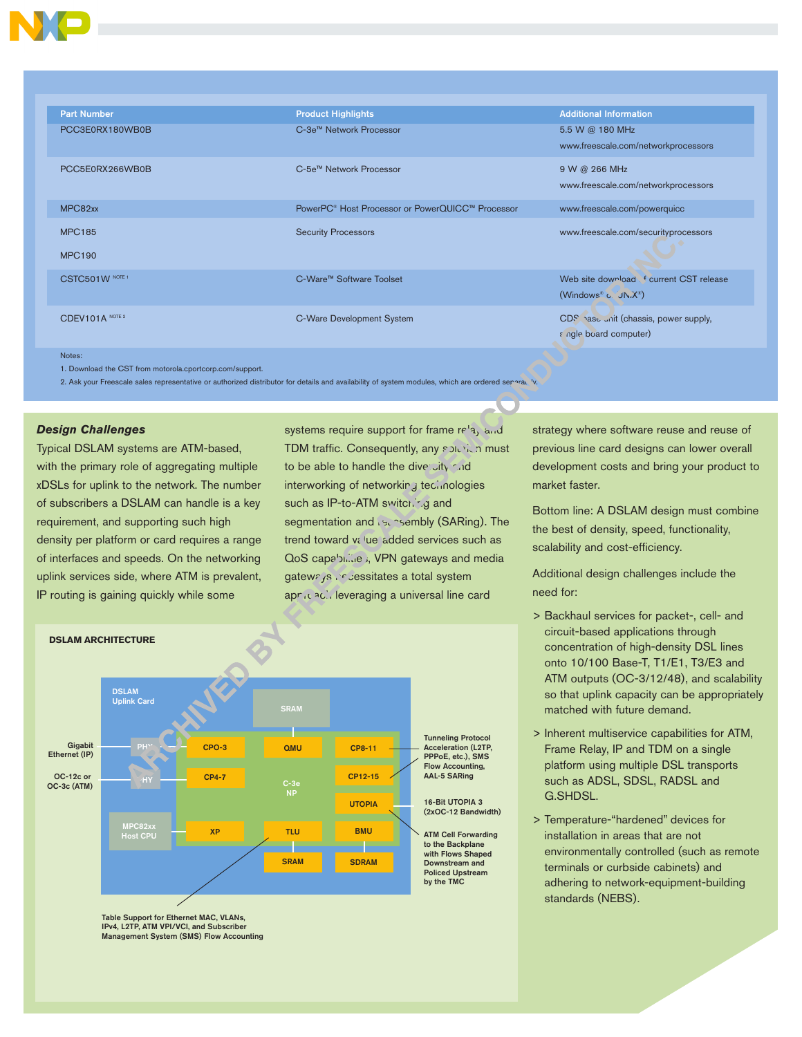| Part Number | Product Highlights | Additional Information |
|---|---|---|
| PCC3E0RX180WB0B | C-3e™ Network Processor | 5.5 W @ 180 MHz<br>www.freescale.com/networkprocessors |
| PCC5E0RX266WB0B | C-5e™ Network Processor | 9 W @ 266 MHz<br>www.freescale.com/networkprocessors |
| MPC82xx | PowerPC® Host Processor or PowerQUICC™ Processor | www.freescale.com/powerquicc |
| MPC185<br>MPC190 | Security Processors | www.freescale.com/securityprocessors |
| CSTC501W NOTE 1 | C-Ware™ Software Toolset | Web site download of current CST release (Windows® or UNIX®) |
| CDEV101A NOTE 2 | C-Ware Development System | CDS base unit (chassis, power supply, single board computer) |

Notes:

1. Download the CST from motorola.cportcorp.com/support.
2. Ask your Freescale sales representative or authorized distributor for details and availability of system modules, which are ordered separately.

## *Design Challenges*

Typical DSLAM systems are ATM-based, with the primary role of aggregating multiple xDSLs for uplink to the network. The number of subscribers a DSLAM can handle is a key requirement, and supporting such high density per platform or card requires a range of interfaces and speeds. On the networking uplink services side, where ATM is prevalent, IP routing is gaining quickly while some systems require support for frame relay and TDM traffic. Consequently, any solution must to be able to handle the diversity and interworking of networking technologies such as IP-to-ATM switching and segmentation and reassembly (SARing). The trend toward value-added services such as QoS capabilities, VPN gateways and media gateways necessitates a total system approach leveraging a universal line card strategy where software reuse and reuse of previous line card designs can lower overall development costs and bring your product to market faster.

Bottom line: A DSLAM design must combine the best of density, speed, functionality, scalability and cost-efficiency.

Additional design challenges include the need for:

> Backhaul services for packet-, cell- and circuit-based applications through concentration of high-density DSL lines onto 10/100 Base-T, T1/E1, T3/E3 and ATM outputs (OC-3/12/48), and scalability so that uplink capacity can be appropriately matched with future demand.

> Inherent multiservice capabilities for ATM, Frame Relay, IP and TDM on a single platform using multiple DSL transports such as ADSL, SDSL, RADSL and G.SHDSL.

> Temperature-“hardened” devices for installation in areas that are not environmentally controlled (such as remote terminals or curbside cabinets) and adhering to network-equipment-building standards (NEBS).

**DSLAM ARCHITECTURE**

DSLAM Uplink Card

Gigabit Ethernet (IP) — PHY — CPO-3

OC-12c or OC-3c (ATM) — PHY — CP4-7

SRAM — QMU

C-3e NP

CP8-11, CP12-15 — Tunneling Protocol Acceleration (L2TP, PPPoE, etc.), SMS Flow Accounting, AAL-5 SARing

UTOPIA — 16-Bit UTOPIA 3 (2xOC-12 Bandwidth)

MPC82xx Host CPU — XP

TLU — SRAM — Table Support for Ethernet MAC, VLANs, IPv4, L2TP, ATM VPI/VCI, and Subscriber Management System (SMS) Flow Accounting

BMU — SDRAM — ATM Cell Forwarding to the Backplane with Flows Shaped Downstream and Policed Upstream by the TMC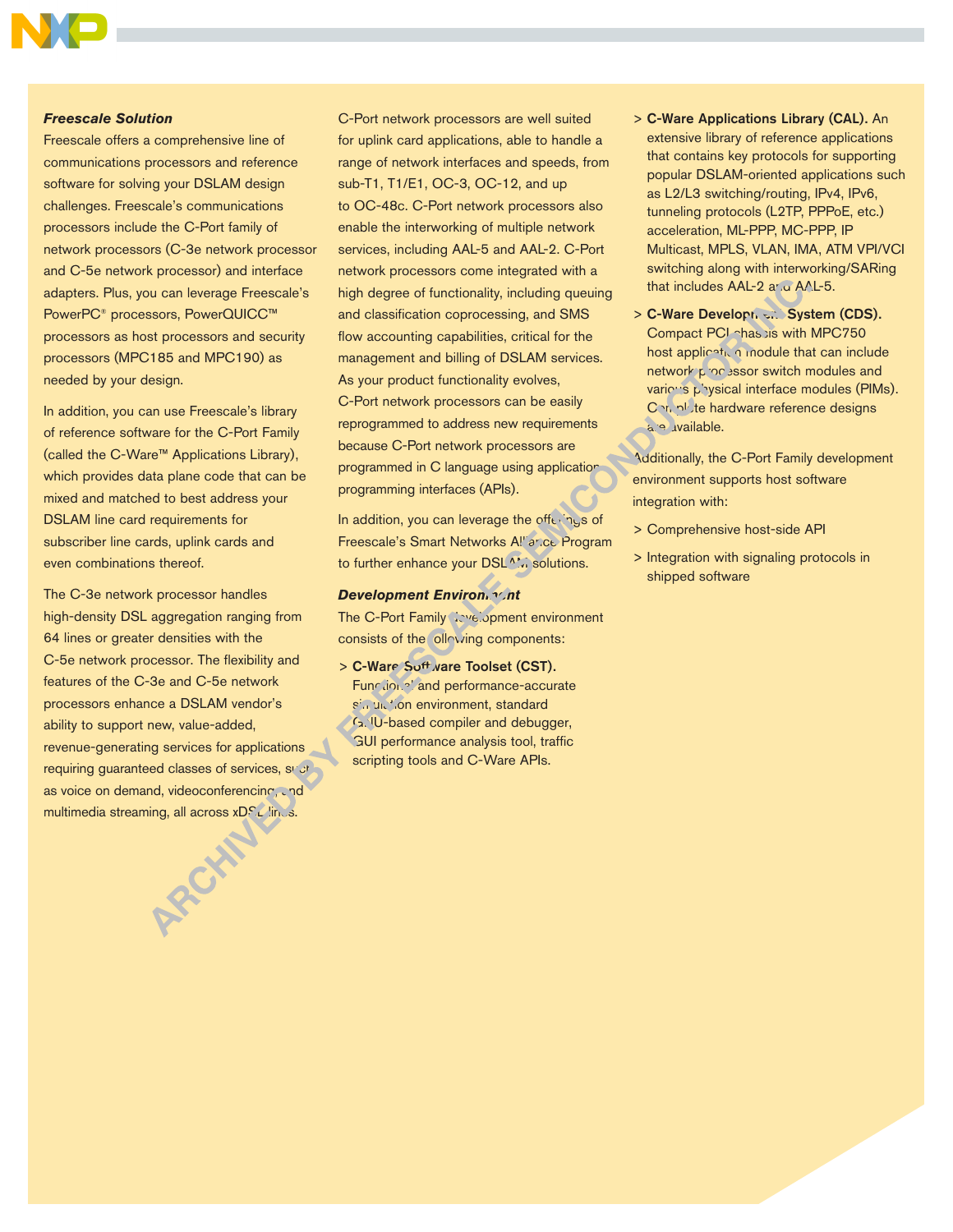### *Freescale Solution*

Freescale offers a comprehensive line of communications processors and reference software for solving your DSLAM design challenges. Freescale's communications processors include the C-Port family of network processors (C-3e network processor and C-5e network processor) and interface adapters. Plus, you can leverage Freescale's PowerPC® processors, PowerQUICC™ processors as host processors and security processors (MPC185 and MPC190) as needed by your design.

In addition, you can use Freescale's library of reference software for the C-Port Family (called the C-Ware™ Applications Library), which provides data plane code that can be mixed and matched to best address your DSLAM line card requirements for subscriber line cards, uplink cards and even combinations thereof.

The C-3e network processor handles high-density DSL aggregation ranging from 64 lines or greater densities with the C-5e network processor. The flexibility and features of the C-3e and C-5e network processors enhance a DSLAM vendor's ability to support new, value-added, revenue-generating services for applications requiring guaranteed classes of services, such as voice on demand, videoconferencing and multimedia streaming, all across xDSL lines.

C-Port network processors are well suited for uplink card applications, able to handle a range of network interfaces and speeds, from sub-T1, T1/E1, OC-3, OC-12, and up to OC-48c. C-Port network processors also enable the interworking of multiple network services, including AAL-5 and AAL-2. C-Port network processors come integrated with a high degree of functionality, including queuing and classification coprocessing, and SMS flow accounting capabilities, critical for the management and billing of DSLAM services. As your product functionality evolves, C-Port network processors can be easily reprogrammed to address new requirements because C-Port network processors are programmed in C language using application programming interfaces (APIs).

In addition, you can leverage the offerings of Freescale's Smart Networks Alliance Program to further enhance your DSLAM solutions.

### *Development Environment*

The C-Port Family development environment consists of the following components:

> **C-Ware Software Toolset (CST).** Functional and performance-accurate simulation environment, standard GNU-based compiler and debugger, GUI performance analysis tool, traffic scripting tools and C-Ware APIs.

> **C-Ware Applications Library (CAL).** An extensive library of reference applications that contains key protocols for supporting popular DSLAM-oriented applications such as L2/L3 switching/routing, IPv4, IPv6, tunneling protocols (L2TP, PPPoE, etc.) acceleration, ML-PPP, MC-PPP, IP Multicast, MPLS, VLAN, IMA, ATM VPI/VCI switching along with interworking/SARing that includes AAL-2 and AAL-5.

> **C-Ware Development System (CDS).** Compact PCI chassis with MPC750 host application module that can include network processor switch modules and various physical interface modules (PIMs). Complete hardware reference designs are available.

Additionally, the C-Port Family development environment supports host software integration with:

> Comprehensive host-side API

> Integration with signaling protocols in shipped software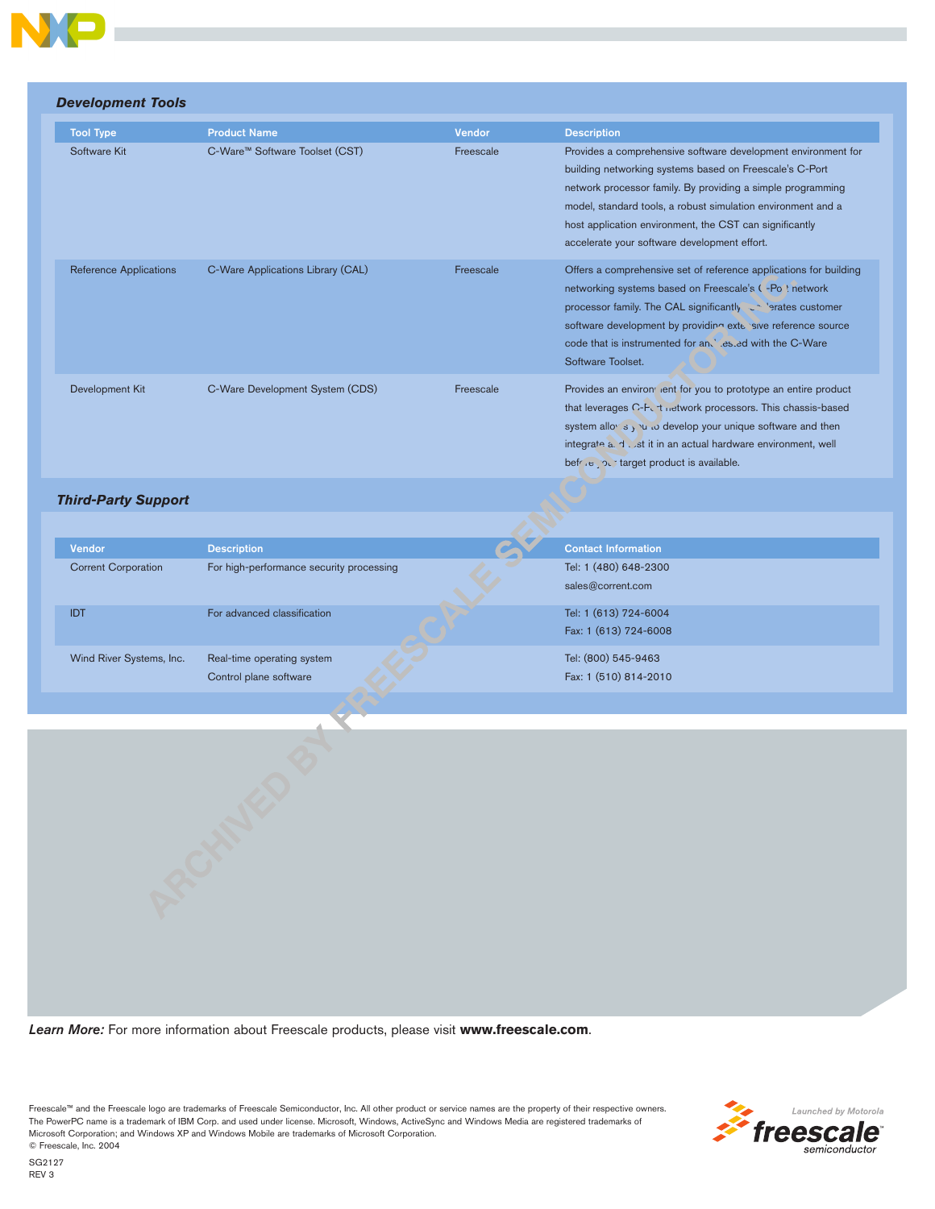### Development Tools

| Tool Type | Product Name | Vendor | Description |
|---|---|---|---|
| Software Kit | C-Ware™ Software Toolset (CST) | Freescale | Provides a comprehensive software development environment for building networking systems based on Freescale's C-Port network processor family. By providing a simple programming model, standard tools, a robust simulation environment and a host application environment, the CST can significantly accelerate your software development effort. |
| Reference Applications | C-Ware Applications Library (CAL) | Freescale | Offers a comprehensive set of reference applications for building networking systems based on Freescale's C-Port network processor family. The CAL significantly accelerates customer software development by providing extensive reference source code that is instrumented for and tested with the C-Ware Software Toolset. |
| Development Kit | C-Ware Development System (CDS) | Freescale | Provides an environment for you to prototype an entire product that leverages C-Port network processors. This chassis-based system allows you to develop your unique software and then integrate and test it in an actual hardware environment, well before your target product is available. |

### Third-Party Support

| Vendor | Description | Contact Information |
|---|---|---|
| Corrent Corporation | For high-performance security processing | Tel: 1 (480) 648-2300<br>sales@corrent.com |
| IDT | For advanced classification | Tel: 1 (613) 724-6004<br>Fax: 1 (613) 724-6008 |
| Wind River Systems, Inc. | Real-time operating system<br>Control plane software | Tel: (800) 545-9463<br>Fax: 1 (510) 814-2010 |

***Learn More:*** For more information about Freescale products, please visit **www.freescale.com**.

Freescale™ and the Freescale logo are trademarks of Freescale Semiconductor, Inc. All other product or service names are the property of their respective owners. The PowerPC name is a trademark of IBM Corp. and used under license. Microsoft, Windows, ActiveSync and Windows Media are registered trademarks of Microsoft Corporation; and Windows XP and Windows Mobile are trademarks of Microsoft Corporation.
© Freescale, Inc. 2004

SG2127
REV 3